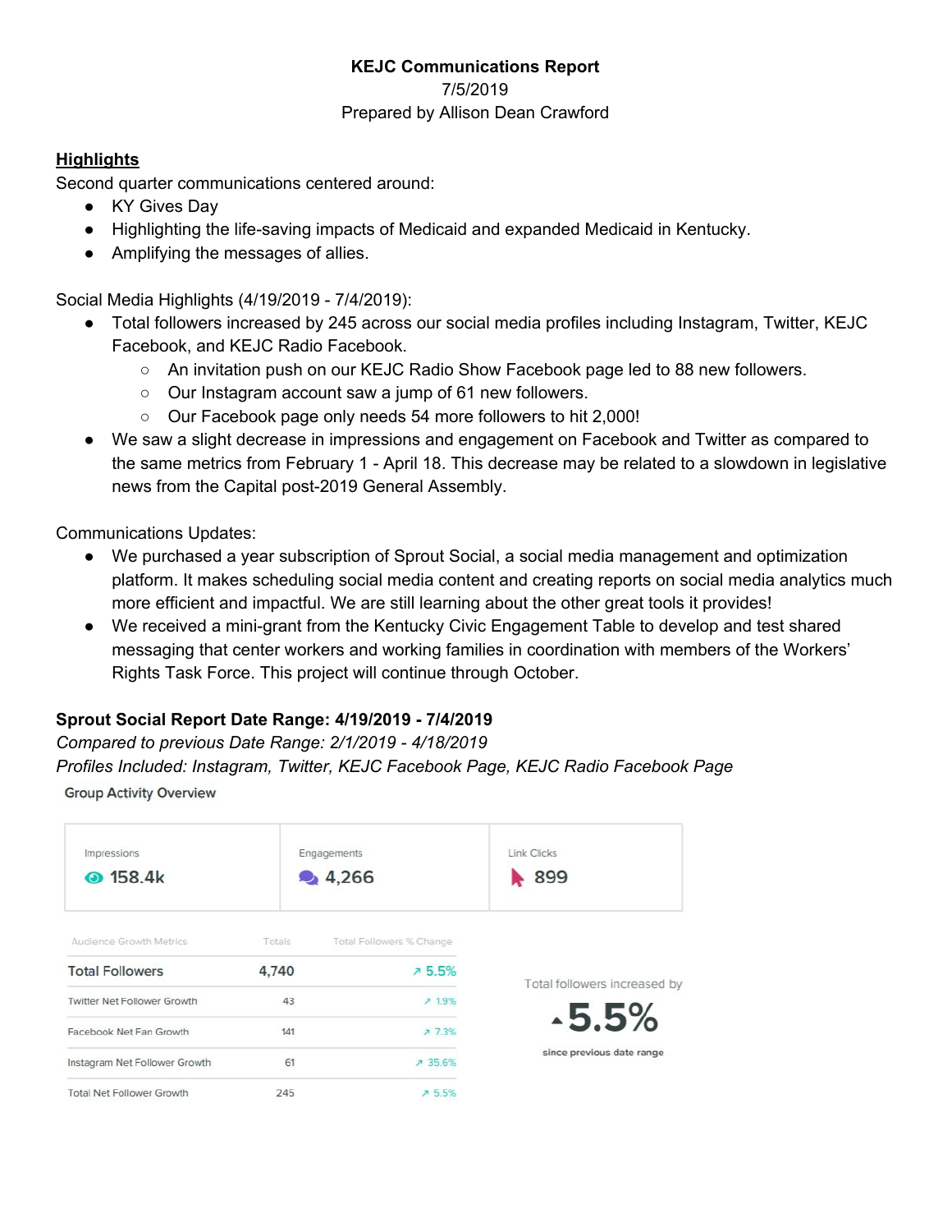**KEJC Communications Report**

7/5/2019

Prepared by Allison Dean Crawford

## Highlights

Second quarter communications centered around:

- KY Gives Day
- Highlighting the life-saving impacts of Medicaid and expanded Medicaid in Kentucky.
- Amplifying the messages of allies.

Social Media Highlights (4/19/2019 - 7/4/2019):

- Total followers increased by 245 across our social media profiles including Instagram, Twitter, KEJC Facebook, and KEJC Radio Facebook.
  - An invitation push on our KEJC Radio Show Facebook page led to 88 new followers.
  - Our Instagram account saw a jump of 61 new followers.
  - Our Facebook page only needs 54 more followers to hit 2,000!
- We saw a slight decrease in impressions and engagement on Facebook and Twitter as compared to the same metrics from February 1 - April 18. This decrease may be related to a slowdown in legislative news from the Capital post-2019 General Assembly.

Communications Updates:

- We purchased a year subscription of Sprout Social, a social media management and optimization platform. It makes scheduling social media content and creating reports on social media analytics much more efficient and impactful. We are still learning about the other great tools it provides!
- We received a mini-grant from the Kentucky Civic Engagement Table to develop and test shared messaging that center workers and working families in coordination with members of the Workers' Rights Task Force. This project will continue through October.

**Sprout Social Report Date Range: 4/19/2019 - 7/4/2019**

*Compared to previous Date Range: 2/1/2019 - 4/18/2019*

*Profiles Included: Instagram, Twitter, KEJC Facebook Page, KEJC Radio Facebook Page*

Group Activity Overview

| Impressions | Engagements | Link Clicks |
|---|---|---|
| 158.4k | 4,266 | 899 |

| Audience Growth Metrics | Totals | Total Followers % Change |
|---|---|---|
| **Total Followers** | **4,740** | **↗ 5.5%** |
| Twitter Net Follower Growth | 43 | ↗ 1.9% |
| Facebook Net Fan Growth | 141 | ↗ 7.3% |
| Instagram Net Follower Growth | 61 | ↗ 35.6% |
| Total Net Follower Growth | 245 | ↗ 5.5% |

Total followers increased by

**▲5.5%**

since previous date range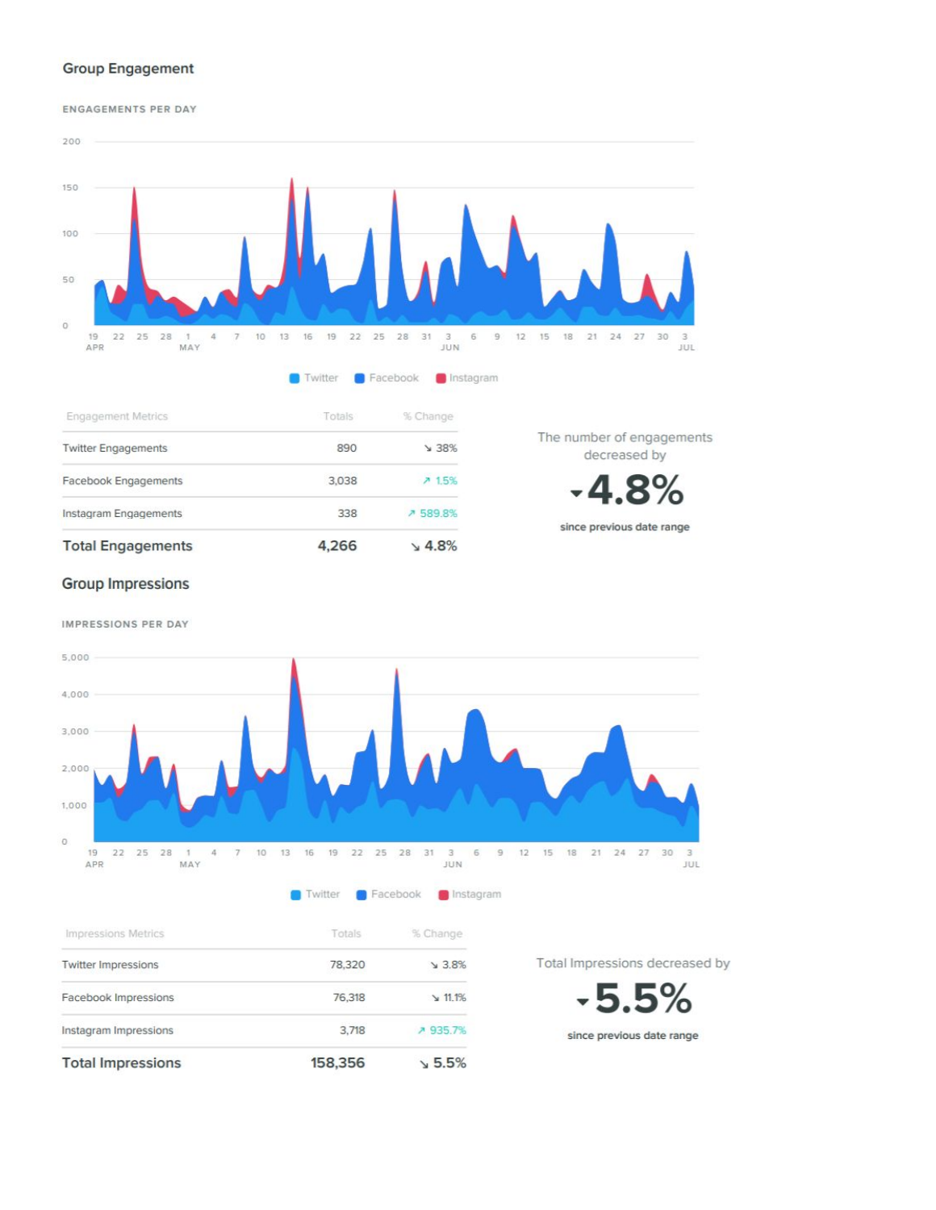## Group Engagement

ENGAGEMENTS PER DAY

Twitter | Facebook | Instagram

| Engagement Metrics | Totals | % Change |
|---|---|---|
| Twitter Engagements | 890 | ↘ 38% |
| Facebook Engagements | 3,038 | ↗ 1.5% |
| Instagram Engagements | 338 | ↗ 589.8% |
| **Total Engagements** | **4,266** | **↘ 4.8%** |

The number of engagements decreased by

**▾4.8%**

since previous date range

## Group Impressions

IMPRESSIONS PER DAY

Twitter | Facebook | Instagram

| Impressions Metrics | Totals | % Change |
|---|---|---|
| Twitter Impressions | 78,320 | ↘ 3.8% |
| Facebook Impressions | 76,318 | ↘ 11.1% |
| Instagram Impressions | 3,718 | ↗ 935.7% |
| **Total Impressions** | **158,356** | **↘ 5.5%** |

Total Impressions decreased by

**▾5.5%**

since previous date range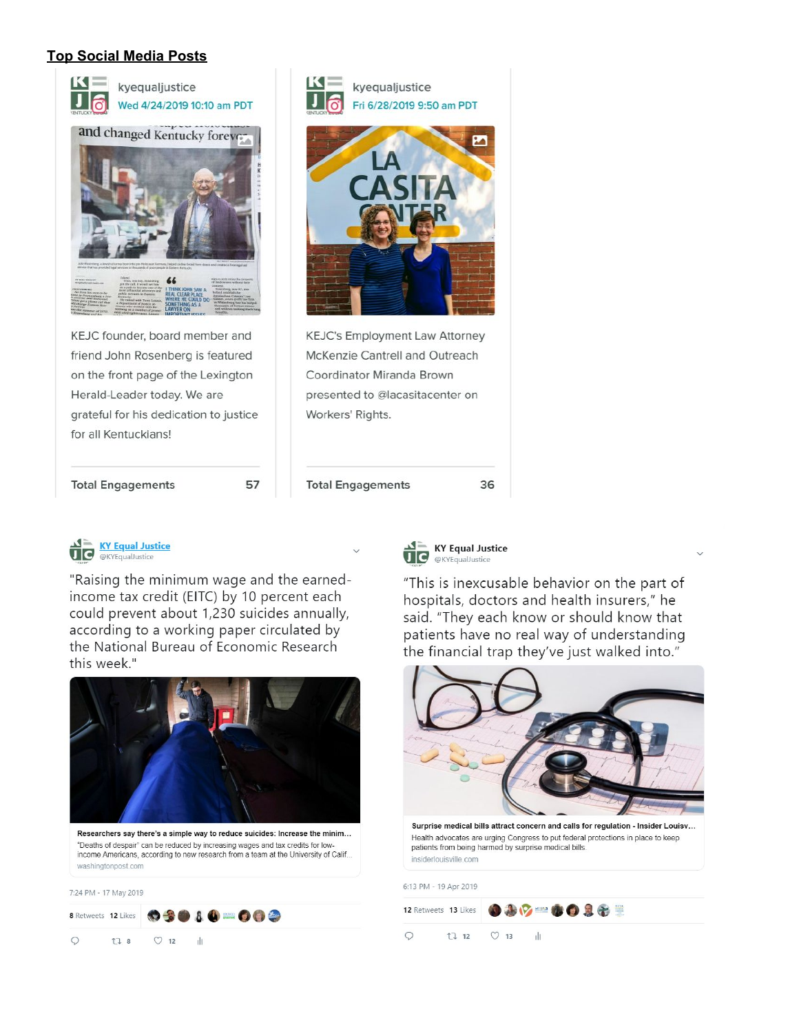## Top Social Media Posts

**kyequaljustice**
Wed 4/24/2019 10:10 am PDT

KEJC founder, board member and friend John Rosenberg is featured on the front page of the Lexington Herald-Leader today. We are grateful for his dedication to justice for all Kentuckians!

Total Engagements 57

**kyequaljustice**
Fri 6/28/2019 9:50 am PDT

KEJC's Employment Law Attorney McKenzie Cantrell and Outreach Coordinator Miranda Brown presented to @lacasitacenter on Workers' Rights.

Total Engagements 36

**KY Equal Justice**
@KYEqualJustice

"Raising the minimum wage and the earned-income tax credit (EITC) by 10 percent each could prevent about 1,230 suicides annually, according to a working paper circulated by the National Bureau of Economic Research this week."

Researchers say there's a simple way to reduce suicides: Increase the minim...
"Deaths of despair" can be reduced by increasing wages and tax credits for low-income Americans, according to new research from a team at the University of Calif...
washingtonpost.com

7:24 PM - 17 May 2019

8 Retweets 12 Likes

**KY Equal Justice**
@KYEqualJustice

"This is inexcusable behavior on the part of hospitals, doctors and health insurers," he said. "They each know or should know that patients have no real way of understanding the financial trap they've just walked into."

Surprise medical bills attract concern and calls for regulation - Insider Louisv...
Health advocates are urging Congress to put federal protections in place to keep patients from being harmed by surprise medical bills.
insiderlouisville.com

6:13 PM - 19 Apr 2019

12 Retweets 13 Likes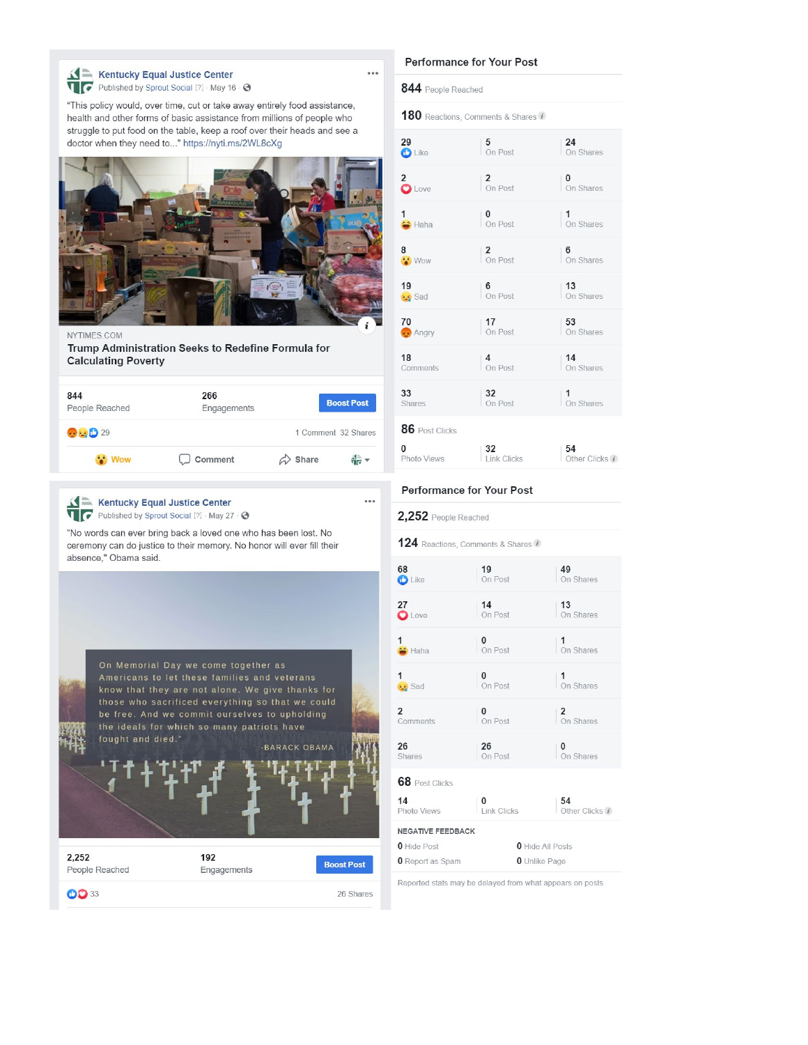**Kentucky Equal Justice Center**
Published by Sprout Social [?] · May 16 ·

"This policy would, over time, cut or take away entirely food assistance, health and other forms of basic assistance from millions of people who struggle to put food on the table, keep a roof over their heads and see a doctor when they need to..." https://nyti.ms/2WL8cXg

NYTIMES.COM
**Trump Administration Seeks to Redefine Formula for Calculating Poverty**

844 People Reached | 266 Engagements | Boost Post

29 | 1 Comment 32 Shares

Wow | Comment | Share

## Performance for Your Post

**844** People Reached

**180** Reactions, Comments & Shares

| | | |
|---|---|---|
| 29 Like | 5 On Post | 24 On Shares |
| 2 Love | 2 On Post | 0 On Shares |
| 1 Haha | 0 On Post | 1 On Shares |
| 8 Wow | 2 On Post | 6 On Shares |
| 19 Sad | 6 On Post | 13 On Shares |
| 70 Angry | 17 On Post | 53 On Shares |
| 18 Comments | 4 On Post | 14 On Shares |
| 33 Shares | 32 On Post | 1 On Shares |

**86** Post Clicks

| | | |
|---|---|---|
| 0 Photo Views | 32 Link Clicks | 54 Other Clicks |

---

**Kentucky Equal Justice Center**
Published by Sprout Social [?] · May 27 ·

"No words can ever bring back a loved one who has been lost. No ceremony can do justice to their memory. No honor will ever fill their absence," Obama said.

"On Memorial Day we come together as Americans to let these families and veterans know that they are not alone. We give thanks for those who sacrificed everything so that we could be free. And we commit ourselves to upholding the ideals for which so many patriots have fought and died."
-BARACK OBAMA

2,252 People Reached | 192 Engagements | Boost Post

33 | 26 Shares

## Performance for Your Post

**2,252** People Reached

**124** Reactions, Comments & Shares

| | | |
|---|---|---|
| 68 Like | 19 On Post | 49 On Shares |
| 27 Love | 14 On Post | 13 On Shares |
| 1 Haha | 0 On Post | 1 On Shares |
| 1 Sad | 0 On Post | 1 On Shares |
| 2 Comments | 0 On Post | 2 On Shares |
| 26 Shares | 26 On Post | 0 On Shares |

**68** Post Clicks

| | | |
|---|---|---|
| 14 Photo Views | 0 Link Clicks | 54 Other Clicks |

NEGATIVE FEEDBACK

| | |
|---|---|
| 0 Hide Post | 0 Hide All Posts |
| 0 Report as Spam | 0 Unlike Page |

Reported stats may be delayed from what appears on posts